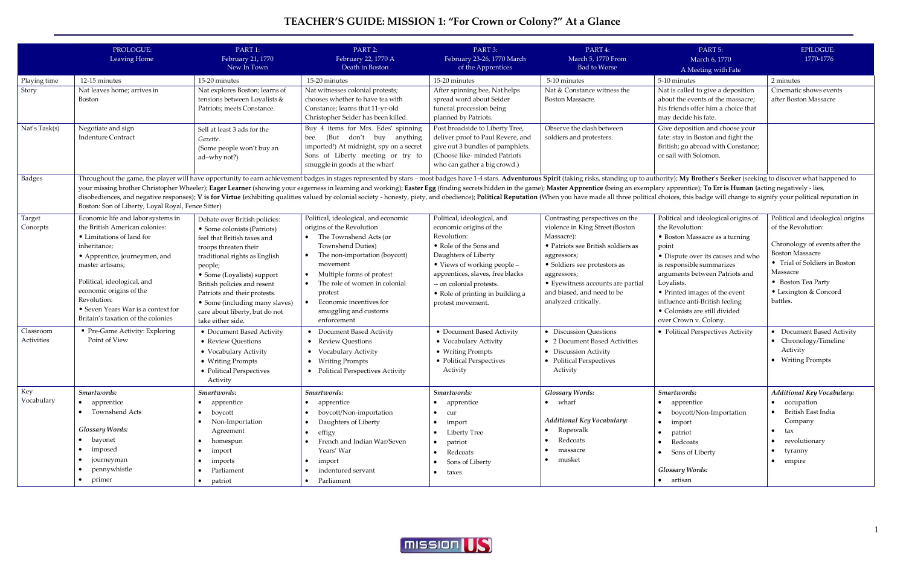# TEACHER'S GUIDE: MISSION 1: "For Crown or Colony?" At a Glance

| | PROLOGUE: Leaving Home | PART 1: February 21, 1770 New In Town | PART 2: February 22, 1770 A Death in Boston | PART 3: February 23-26, 1770 March of the Apprentices | PART 4: March 5, 1770 From Bad to Worse | PART 5: March 6, 1770 A Meeting with Fate | EPILOGUE: 1770-1776 |
|---|---|---|---|---|---|---|---|
| Playing time | 12-15 minutes | 15-20 minutes | 15-20 minutes | 15-20 minutes | 5-10 minutes | 5-10 minutes | 2 minutes |
| Story | Nat leaves home; arrives in Boston | Nat explores Boston; learns of tensions between Loyalists & Patriots; meets Constance. | Nat witnesses colonial protests; chooses whether to have tea with Constance; learns that 11-yr-old Christopher Seider has been killed. | After spinning bee, Nat helps spread word about Seider funeral procession being planned by Patriots. | Nat & Constance witness the Boston Massacre. | Nat is called to give a deposition about the events of the massacre; his friends offer him a choice that may decide his fate. | Cinematic shows events after Boston Massacre |
| Nat's Task(s) | Negotiate and sign Indenture Contract | Sell at least 3 ads for the *Gazette*. (Some people won't buy an ad–why not?) | Buy 4 items for Mrs. Edes' spinning bee. (But don't buy anything imported!) At midnight, spy on a secret Sons of Liberty meeting or try to smuggle in goods at the wharf | Post broadside to Liberty Tree, deliver proof to Paul Revere, and give out 3 bundles of pamphlets. (Choose like- minded Patriots who can gather a big crowd.) | Observe the clash between soldiers and protesters. | Give deposition and choose your fate: stay in Boston and fight the British; go abroad with Constance; or sail with Solomon. | |
| Badges | Throughout the game, the player will have opportunity to earn achievement badges in stages represented by stars – most badges have 1-4 stars. **Adventurous Spirit** (taking risks, standing up to authority); **My Brother's Seeker** (seeking to discover what happened to your missing brother Christopher Wheeler); **Eager Learner** (showing your eagerness in learning and working); **Easter Egg** (finding secrets hidden in the game); **Master Apprentice (**being an exemplary apprentice); **To Err is Human (**acting negatively - lies, disobediences, and negative responses); **V is for Virtue** (exhibiting qualities valued by colonial society - honesty, piety, and obedience); **Political Reputation (**When you have made all three political choices, this badge will change to signify your political reputation in Boston: Son of Liberty, Loyal Royal, Fence Sitter) | | | | | | |
| Target Concepts | Economic life and labor systems in the British American colonies:<br>• Limitations of land for inheritance;<br>• Apprentice, journeymen, and master artisans;<br><br>Political, ideological, and economic origins of the Revolution:<br>• Seven Years War is a context for Britain's taxation of the colonies | Debate over British policies:<br>• Some colonists (Patriots) feel that British taxes and troops threaten their traditional rights as English people;<br>• Some (Loyalists) support British policies and resent Patriots and their protests.<br>• Some (including many slaves) care about liberty, but do not take either side. | Political, ideological, and economic origins of the Revolution<br>• The Townshend Acts (or Townshend Duties)<br>• The non-importation (boycott) movement<br>• Multiple forms of protest<br>• The role of women in colonial protest<br>• Economic incentives for smuggling and customs enforcement | Political, ideological, and economic origins of the Revolution:<br>• Role of the Sons and Daughters of Liberty<br>• Views of working people – apprentices, slaves, free blacks -- on colonial protests.<br>• Role of printing in building a protest movement. | Contrasting perspectives on the violence in King Street (Boston Massacre):<br>• Patriots see British soldiers as aggressors;<br>• Soldiers see protestors as aggressors;<br>• Eyewitness accounts are partial and biased, and need to be analyzed critically. | Political and ideological origins of the Revolution:<br>• Boston Massacre as a turning point<br>• Dispute over its causes and who is responsible summarizes arguments between Patriots and Loyalists.<br>• Printed images of the event influence anti-British feeling<br>• Colonists are still divided over Crown v. Colony. | Political and ideological origins of the Revolution:<br><br>Chronology of events after the Boston Massacre<br>• Trial of Soldiers in Boston Massacre<br>• Boston Tea Party<br>• Lexington & Concord battles. |
| Classroom Activities | • Pre-Game Activity: Exploring Point of View | • Document Based Activity<br>• Review Questions<br>• Vocabulary Activity<br>• Writing Prompts<br>• Political Perspectives Activity | • Document Based Activity<br>• Review Questions<br>• Vocabulary Activity<br>• Writing Prompts<br>• Political Perspectives Activity | • Document Based Activity<br>• Vocabulary Activity<br>• Writing Prompts<br>• Political Perspectives Activity | • Discussion Questions<br>• 2 Document Based Activities<br>• Discussion Activity<br>• Political Perspectives Activity | • Political Perspectives Activity | • Document Based Activity<br>• Chronology/Timeline Activity<br>• Writing Prompts |
| Key Vocabulary | ***Smartwords:***<br>• apprentice<br>• Townshend Acts<br><br>***Glossary Words:***<br>• bayonet<br>• imposed<br>• journeyman<br>• pennywhistle<br>• primer | ***Smartwords:***<br>• apprentice<br>• boycott<br>• Non-Importation Agreement<br>• homespun<br>• import<br>• imports<br>• Parliament<br>• patriot | ***Smartwords:***<br>• apprentice<br>• boycott/Non-importation<br>• Daughters of Liberty<br>• effigy<br>• French and Indian War/Seven Years' War<br>• import<br>• indentured servant<br>• Parliament | ***Smartwords:***<br>• apprentice<br>• cur<br>• import<br>• Liberty Tree<br>• patriot<br>• Redcoats<br>• Sons of Liberty<br>• taxes | ***Glossary Words:***<br>• wharf<br><br>***Additional Key Vocabulary:***<br>• Ropewalk<br>• Redcoats<br>• massacre<br>• musket | ***Smartwords:***<br>• apprentice<br>• boycott/Non-Importation<br>• import<br>• patriot<br>• Redcoats<br>• Sons of Liberty<br><br>***Glossary Words:***<br>• artisan | ***Additional Key Vocabulary:***<br>• occupation<br>• British East India Company<br>• tax<br>• revolutionary<br>• tyranny<br>• empire |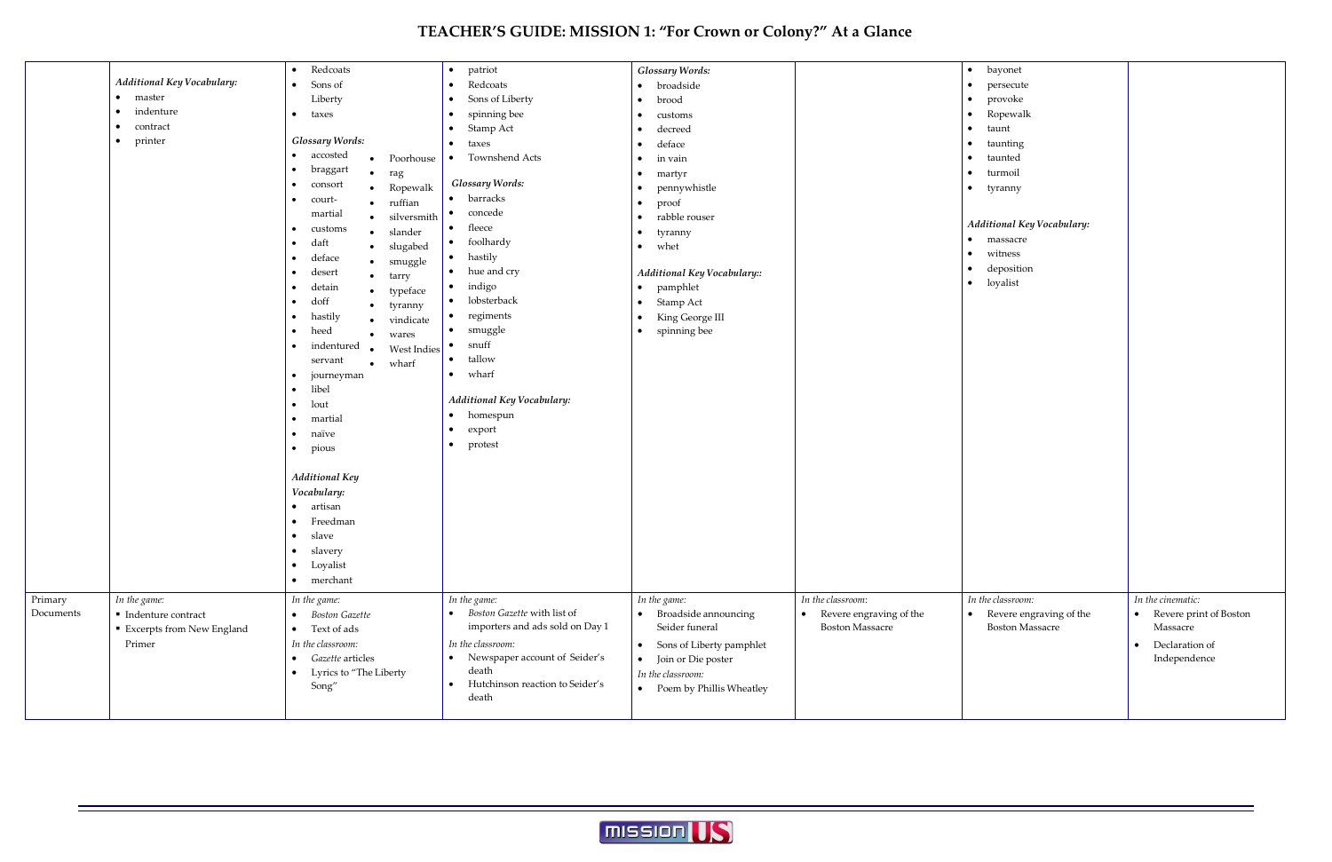# TEACHER'S GUIDE: MISSION 1: "For Crown or Colony?" At a Glance

| | | | | | | | |
|---|---|---|---|---|---|---|---|
| | *Additional Key Vocabulary:*<br>• master<br>• indenture<br>• contract<br>• printer | • Redcoats<br>• Sons of Liberty<br>• taxes<br><br>*Glossary Words:*<br>• accosted<br>• braggart<br>• consort<br>• court-martial<br>• customs<br>• daft<br>• deface<br>• desert<br>• detain<br>• doff<br>• hastily<br>• heed<br>• indentured servant<br>• journeyman<br>• libel<br>• lout<br>• martial<br>• naïve<br>• pious<br>• Poorhouse<br>• rag<br>• Ropewalk<br>• ruffian<br>• silversmith<br>• slander<br>• slugabed<br>• smuggle<br>• tarry<br>• typeface<br>• tyranny<br>• vindicate<br>• wares<br>• West Indies<br>• wharf<br><br>*Additional Key Vocabulary:*<br>• artisan<br>• Freedman<br>• slave<br>• slavery<br>• Loyalist<br>• merchant | • patriot<br>• Redcoats<br>• Sons of Liberty<br>• spinning bee<br>• Stamp Act<br>• taxes<br>• Townshend Acts<br><br>*Glossary Words:*<br>• barracks<br>• concede<br>• fleece<br>• foolhardy<br>• hastily<br>• hue and cry<br>• indigo<br>• lobsterback<br>• regiments<br>• smuggle<br>• snuff<br>• tallow<br>• wharf<br><br>*Additional Key Vocabulary:*<br>• homespun<br>• export<br>• protest | *Glossary Words:*<br>• broadside<br>• brood<br>• customs<br>• decreed<br>• deface<br>• in vain<br>• martyr<br>• pennywhistle<br>• proof<br>• rabble rouser<br>• tyranny<br>• whet<br><br>*Additional Key Vocabulary::*<br>• pamphlet<br>• Stamp Act<br>• King George III<br>• spinning bee | | • bayonet<br>• persecute<br>• provoke<br>• Ropewalk<br>• taunt<br>• taunting<br>• taunted<br>• turmoil<br>• tyranny<br><br>*Additional Key Vocabulary:*<br>• massacre<br>• witness<br>• deposition<br>• loyalist | |
| Primary Documents | *In the game:*<br>▪ Indenture contract<br>▪ Excerpts from New England Primer | *In the game:*<br>• *Boston Gazette*<br>• Text of ads<br>*In the classroom:*<br>• *Gazette* articles<br>• Lyrics to "The Liberty Song" | *In the game:*<br>• *Boston Gazette* with list of importers and ads sold on Day 1<br>*In the classroom:*<br>• Newspaper account of Seider's death<br>• Hutchinson reaction to Seider's death | *In the game:*<br>• Broadside announcing Seider funeral<br>• Sons of Liberty pamphlet<br>• Join or Die poster<br>*In the classroom:*<br>• Poem by Phillis Wheatley | *In the classroom:*<br>• Revere engraving of the Boston Massacre | *In the classroom:*<br>• Revere engraving of the Boston Massacre | *In the cinematic:*<br>• Revere print of Boston Massacre<br>• Declaration of Independence |